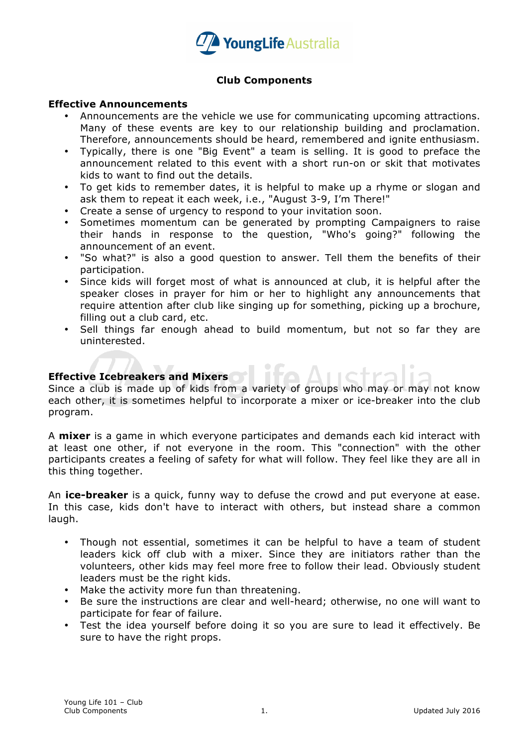## Club Components

### Effective Announcements

- Announcements are the vehicle we use for communicating upcoming attractions. Many of these events are key to our relationship building and proclamation. Therefore, announcements should be heard, remembered and ignite enthusiasm.
- Typically, there is one "Big Event" a team is selling. It is good to preface the announcement related to this event with a short run-on or skit that motivates kids to want to find out the details.
- To get kids to remember dates, it is helpful to make up a rhyme or slogan and ask them to repeat it each week, i.e., "August 3-9, I'm There!"
- Create a sense of urgency to respond to your invitation soon.
- Sometimes momentum can be generated by prompting Campaigners to raise their hands in response to the question, "Who's going?" following the announcement of an event.
- "So what?" is also a good question to answer. Tell them the benefits of their participation.
- Since kids will forget most of what is announced at club, it is helpful after the speaker closes in prayer for him or her to highlight any announcements that require attention after club like singing up for something, picking up a brochure, filling out a club card, etc.
- Sell things far enough ahead to build momentum, but not so far they are uninterested.

### Effective Icebreakers and Mixers

Since a club is made up of kids from a variety of groups who may or may not know each other, it is sometimes helpful to incorporate a mixer or ice-breaker into the club program.

A **mixer** is a game in which everyone participates and demands each kid interact with at least one other, if not everyone in the room. This "connection" with the other participants creates a feeling of safety for what will follow. They feel like they are all in this thing together.

An **ice-breaker** is a quick, funny way to defuse the crowd and put everyone at ease. In this case, kids don't have to interact with others, but instead share a common laugh.

- Though not essential, sometimes it can be helpful to have a team of student leaders kick off club with a mixer. Since they are initiators rather than the volunteers, other kids may feel more free to follow their lead. Obviously student leaders must be the right kids.
- Make the activity more fun than threatening.
- Be sure the instructions are clear and well-heard; otherwise, no one will want to participate for fear of failure.
- Test the idea yourself before doing it so you are sure to lead it effectively. Be sure to have the right props.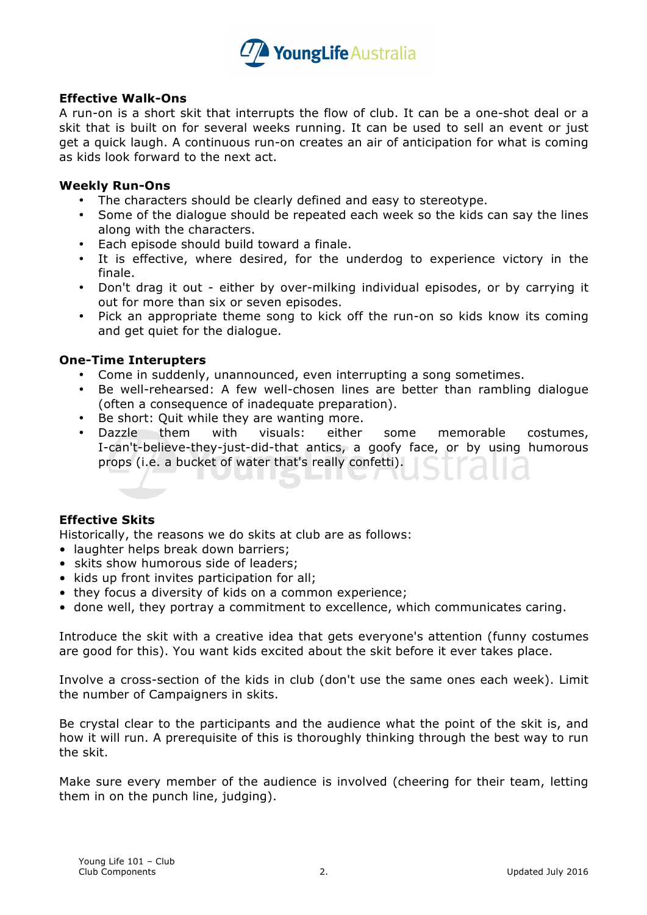### Effective Walk-Ons

A run-on is a short skit that interrupts the flow of club. It can be a one-shot deal or a skit that is built on for several weeks running. It can be used to sell an event or just get a quick laugh. A continuous run-on creates an air of anticipation for what is coming as kids look forward to the next act.

### Weekly Run-Ons

- The characters should be clearly defined and easy to stereotype.
- Some of the dialogue should be repeated each week so the kids can say the lines along with the characters.
- Each episode should build toward a finale.
- It is effective, where desired, for the underdog to experience victory in the finale.
- Don't drag it out - either by over-milking individual episodes, or by carrying it out for more than six or seven episodes.
- Pick an appropriate theme song to kick off the run-on so kids know its coming and get quiet for the dialogue.

### One-Time Interupters

- Come in suddenly, unannounced, even interrupting a song sometimes.
- Be well-rehearsed: A few well-chosen lines are better than rambling dialogue (often a consequence of inadequate preparation).
- Be short: Quit while they are wanting more.
- Dazzle them with visuals: either some memorable costumes, I-can't-believe-they-just-did-that antics, a goofy face, or by using humorous props (i.e. a bucket of water that's really confetti).

### Effective Skits

Historically, the reasons we do skits at club are as follows:

- laughter helps break down barriers;
- skits show humorous side of leaders;
- kids up front invites participation for all;
- they focus a diversity of kids on a common experience;
- done well, they portray a commitment to excellence, which communicates caring.

Introduce the skit with a creative idea that gets everyone's attention (funny costumes are good for this). You want kids excited about the skit before it ever takes place.

Involve a cross-section of the kids in club (don't use the same ones each week). Limit the number of Campaigners in skits.

Be crystal clear to the participants and the audience what the point of the skit is, and how it will run. A prerequisite of this is thoroughly thinking through the best way to run the skit.

Make sure every member of the audience is involved (cheering for their team, letting them in on the punch line, judging).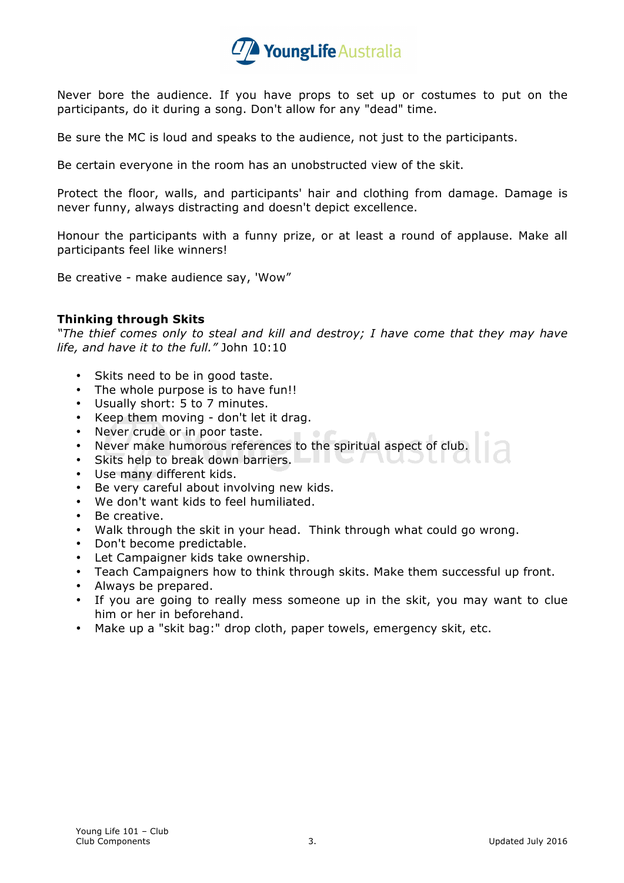Never bore the audience. If you have props to set up or costumes to put on the participants, do it during a song. Don't allow for any "dead" time.

Be sure the MC is loud and speaks to the audience, not just to the participants.

Be certain everyone in the room has an unobstructed view of the skit.

Protect the floor, walls, and participants' hair and clothing from damage. Damage is never funny, always distracting and doesn't depict excellence.

Honour the participants with a funny prize, or at least a round of applause. Make all participants feel like winners!

Be creative - make audience say, 'Wow"

**Thinking through Skits**

*"The thief comes only to steal and kill and destroy; I have come that they may have life, and have it to the full."* John 10:10

- Skits need to be in good taste.
- The whole purpose is to have fun!!
- Usually short: 5 to 7 minutes.
- Keep them moving - don't let it drag.
- Never crude or in poor taste.
- Never make humorous references to the spiritual aspect of club.
- Skits help to break down barriers.
- Use many different kids.
- Be very careful about involving new kids.
- We don't want kids to feel humiliated.
- Be creative.
- Walk through the skit in your head. Think through what could go wrong.
- Don't become predictable.
- Let Campaigner kids take ownership.
- Teach Campaigners how to think through skits. Make them successful up front.
- Always be prepared.
- If you are going to really mess someone up in the skit, you may want to clue him or her in beforehand.
- Make up a "skit bag:" drop cloth, paper towels, emergency skit, etc.